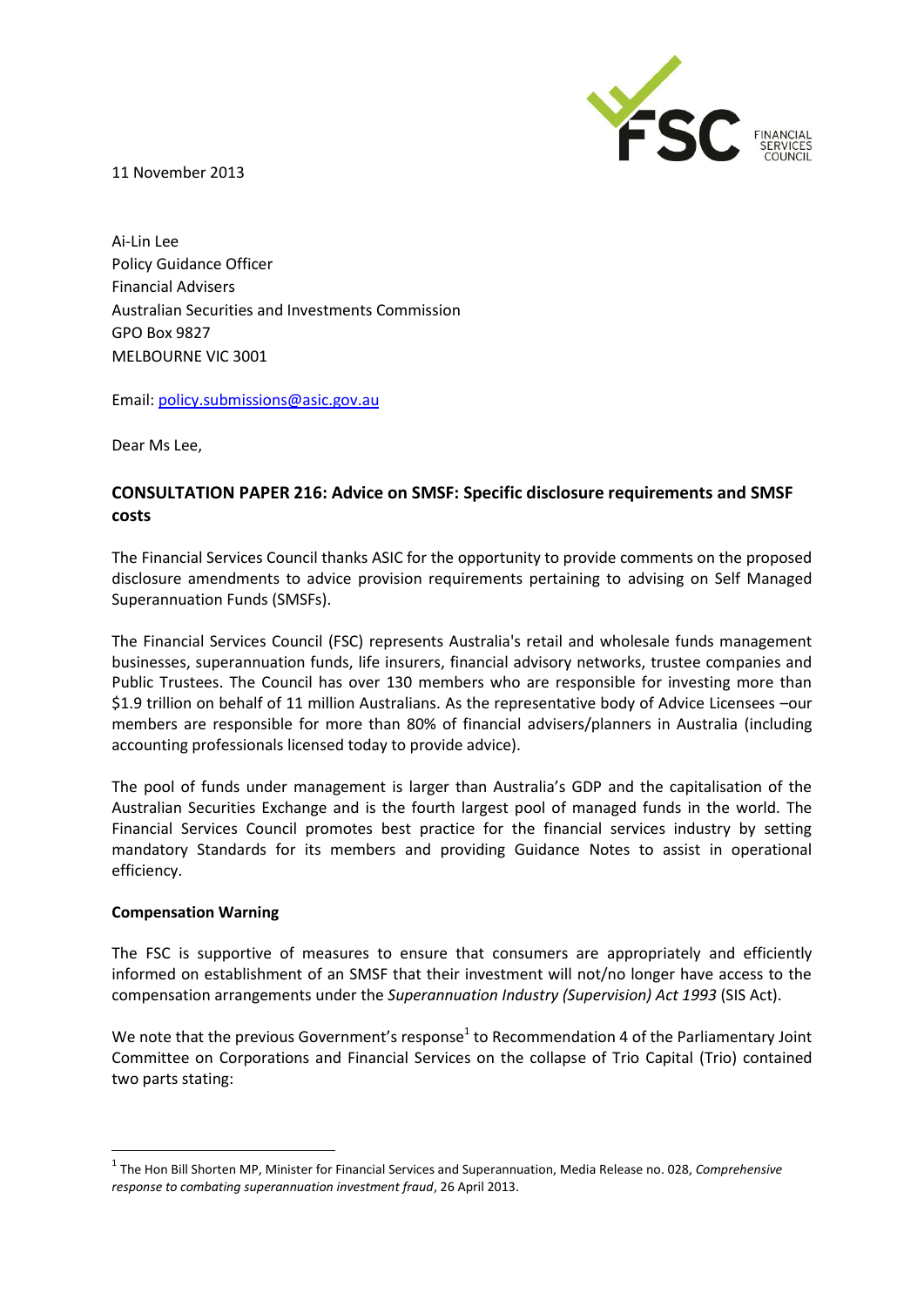11 November 2013

Ai-Lin Lee
Policy Guidance Officer
Financial Advisers
Australian Securities and Investments Commission
GPO Box 9827
MELBOURNE VIC 3001

Email: policy.submissions@asic.gov.au

Dear Ms Lee,

**CONSULTATION PAPER 216: Advice on SMSF: Specific disclosure requirements and SMSF costs**

The Financial Services Council thanks ASIC for the opportunity to provide comments on the proposed disclosure amendments to advice provision requirements pertaining to advising on Self Managed Superannuation Funds (SMSFs).

The Financial Services Council (FSC) represents Australia's retail and wholesale funds management businesses, superannuation funds, life insurers, financial advisory networks, trustee companies and Public Trustees. The Council has over 130 members who are responsible for investing more than $1.9 trillion on behalf of 11 million Australians. As the representative body of Advice Licensees –our members are responsible for more than 80% of financial advisers/planners in Australia (including accounting professionals licensed today to provide advice).

The pool of funds under management is larger than Australia's GDP and the capitalisation of the Australian Securities Exchange and is the fourth largest pool of managed funds in the world. The Financial Services Council promotes best practice for the financial services industry by setting mandatory Standards for its members and providing Guidance Notes to assist in operational efficiency.

**Compensation Warning**

The FSC is supportive of measures to ensure that consumers are appropriately and efficiently informed on establishment of an SMSF that their investment will not/no longer have access to the compensation arrangements under the *Superannuation Industry (Supervision) Act 1993* (SIS Act).

We note that the previous Government's response[1] to Recommendation 4 of the Parliamentary Joint Committee on Corporations and Financial Services on the collapse of Trio Capital (Trio) contained two parts stating:

[1] The Hon Bill Shorten MP, Minister for Financial Services and Superannuation, Media Release no. 028, *Comprehensive response to combating superannuation investment fraud*, 26 April 2013.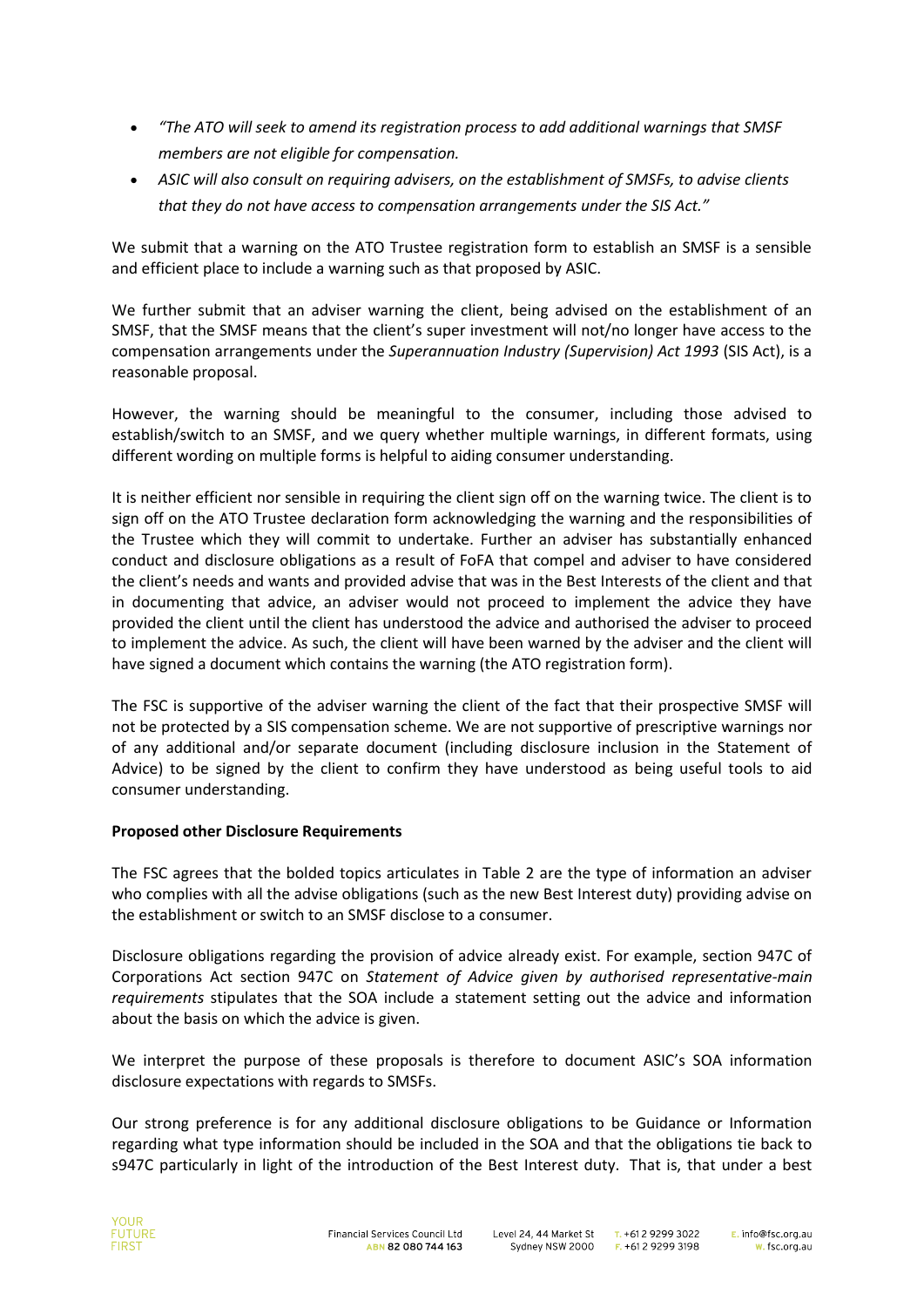- *"The ATO will seek to amend its registration process to add additional warnings that SMSF members are not eligible for compensation.*
- *ASIC will also consult on requiring advisers, on the establishment of SMSFs, to advise clients that they do not have access to compensation arrangements under the SIS Act."*

We submit that a warning on the ATO Trustee registration form to establish an SMSF is a sensible and efficient place to include a warning such as that proposed by ASIC.

We further submit that an adviser warning the client, being advised on the establishment of an SMSF, that the SMSF means that the client's super investment will not/no longer have access to the compensation arrangements under the *Superannuation Industry (Supervision) Act 1993* (SIS Act), is a reasonable proposal.

However, the warning should be meaningful to the consumer, including those advised to establish/switch to an SMSF, and we query whether multiple warnings, in different formats, using different wording on multiple forms is helpful to aiding consumer understanding.

It is neither efficient nor sensible in requiring the client sign off on the warning twice. The client is to sign off on the ATO Trustee declaration form acknowledging the warning and the responsibilities of the Trustee which they will commit to undertake. Further an adviser has substantially enhanced conduct and disclosure obligations as a result of FoFA that compel and adviser to have considered the client's needs and wants and provided advise that was in the Best Interests of the client and that in documenting that advice, an adviser would not proceed to implement the advice they have provided the client until the client has understood the advice and authorised the adviser to proceed to implement the advice. As such, the client will have been warned by the adviser and the client will have signed a document which contains the warning (the ATO registration form).

The FSC is supportive of the adviser warning the client of the fact that their prospective SMSF will not be protected by a SIS compensation scheme. We are not supportive of prescriptive warnings nor of any additional and/or separate document (including disclosure inclusion in the Statement of Advice) to be signed by the client to confirm they have understood as being useful tools to aid consumer understanding.

**Proposed other Disclosure Requirements**

The FSC agrees that the bolded topics articulates in Table 2 are the type of information an adviser who complies with all the advise obligations (such as the new Best Interest duty) providing advise on the establishment or switch to an SMSF disclose to a consumer.

Disclosure obligations regarding the provision of advice already exist. For example, section 947C of Corporations Act section 947C on *Statement of Advice given by authorised representative-main requirements* stipulates that the SOA include a statement setting out the advice and information about the basis on which the advice is given.

We interpret the purpose of these proposals is therefore to document ASIC's SOA information disclosure expectations with regards to SMSFs.

Our strong preference is for any additional disclosure obligations to be Guidance or Information regarding what type information should be included in the SOA and that the obligations tie back to s947C particularly in light of the introduction of the Best Interest duty. That is, that under a best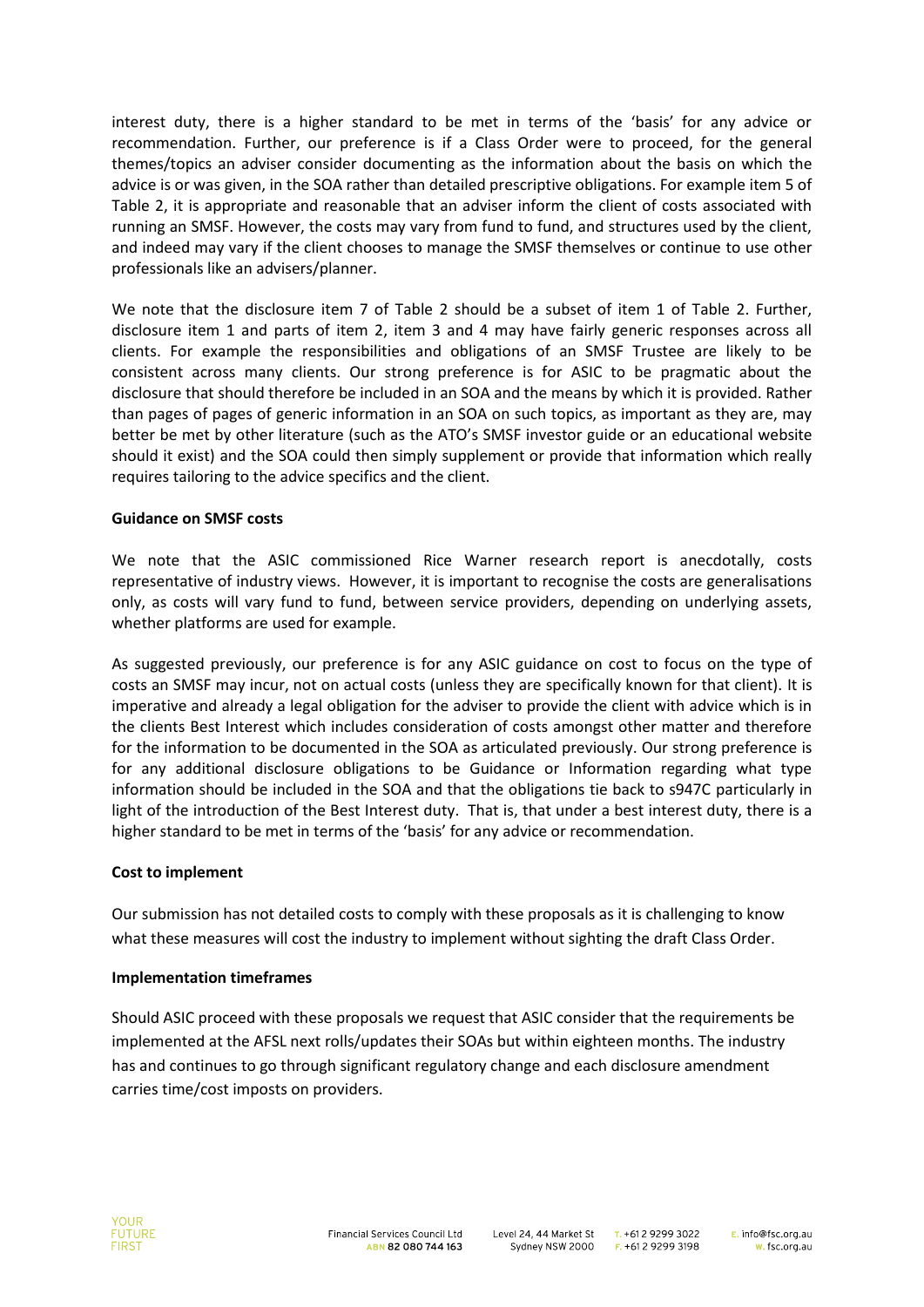interest duty, there is a higher standard to be met in terms of the 'basis' for any advice or recommendation. Further, our preference is if a Class Order were to proceed, for the general themes/topics an adviser consider documenting as the information about the basis on which the advice is or was given, in the SOA rather than detailed prescriptive obligations. For example item 5 of Table 2, it is appropriate and reasonable that an adviser inform the client of costs associated with running an SMSF. However, the costs may vary from fund to fund, and structures used by the client, and indeed may vary if the client chooses to manage the SMSF themselves or continue to use other professionals like an advisers/planner.

We note that the disclosure item 7 of Table 2 should be a subset of item 1 of Table 2. Further, disclosure item 1 and parts of item 2, item 3 and 4 may have fairly generic responses across all clients. For example the responsibilities and obligations of an SMSF Trustee are likely to be consistent across many clients. Our strong preference is for ASIC to be pragmatic about the disclosure that should therefore be included in an SOA and the means by which it is provided. Rather than pages of pages of generic information in an SOA on such topics, as important as they are, may better be met by other literature (such as the ATO's SMSF investor guide or an educational website should it exist) and the SOA could then simply supplement or provide that information which really requires tailoring to the advice specifics and the client.

**Guidance on SMSF costs**

We note that the ASIC commissioned Rice Warner research report is anecdotally, costs representative of industry views. However, it is important to recognise the costs are generalisations only, as costs will vary fund to fund, between service providers, depending on underlying assets, whether platforms are used for example.

As suggested previously, our preference is for any ASIC guidance on cost to focus on the type of costs an SMSF may incur, not on actual costs (unless they are specifically known for that client). It is imperative and already a legal obligation for the adviser to provide the client with advice which is in the clients Best Interest which includes consideration of costs amongst other matter and therefore for the information to be documented in the SOA as articulated previously. Our strong preference is for any additional disclosure obligations to be Guidance or Information regarding what type information should be included in the SOA and that the obligations tie back to s947C particularly in light of the introduction of the Best Interest duty. That is, that under a best interest duty, there is a higher standard to be met in terms of the 'basis' for any advice or recommendation.

**Cost to implement**

Our submission has not detailed costs to comply with these proposals as it is challenging to know what these measures will cost the industry to implement without sighting the draft Class Order.

**Implementation timeframes**

Should ASIC proceed with these proposals we request that ASIC consider that the requirements be implemented at the AFSL next rolls/updates their SOAs but within eighteen months. The industry has and continues to go through significant regulatory change and each disclosure amendment carries time/cost imposts on providers.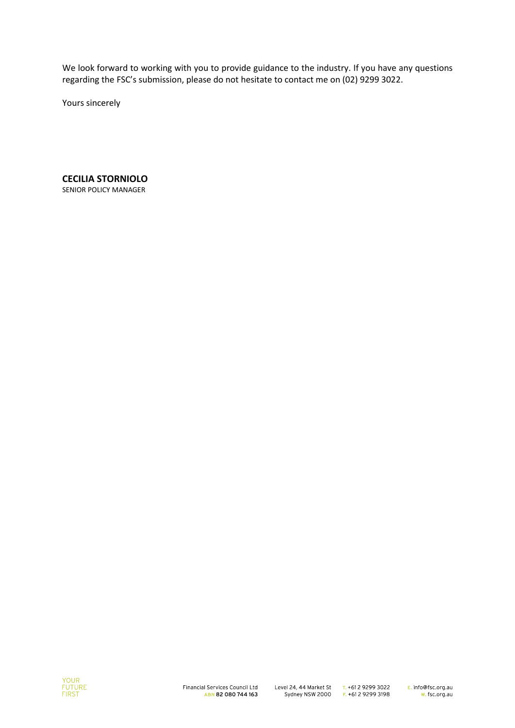We look forward to working with you to provide guidance to the industry. If you have any questions regarding the FSC's submission, please do not hesitate to contact me on (02) 9299 3022.

Yours sincerely

**CECILIA STORNIOLO**
SENIOR POLICY MANAGER